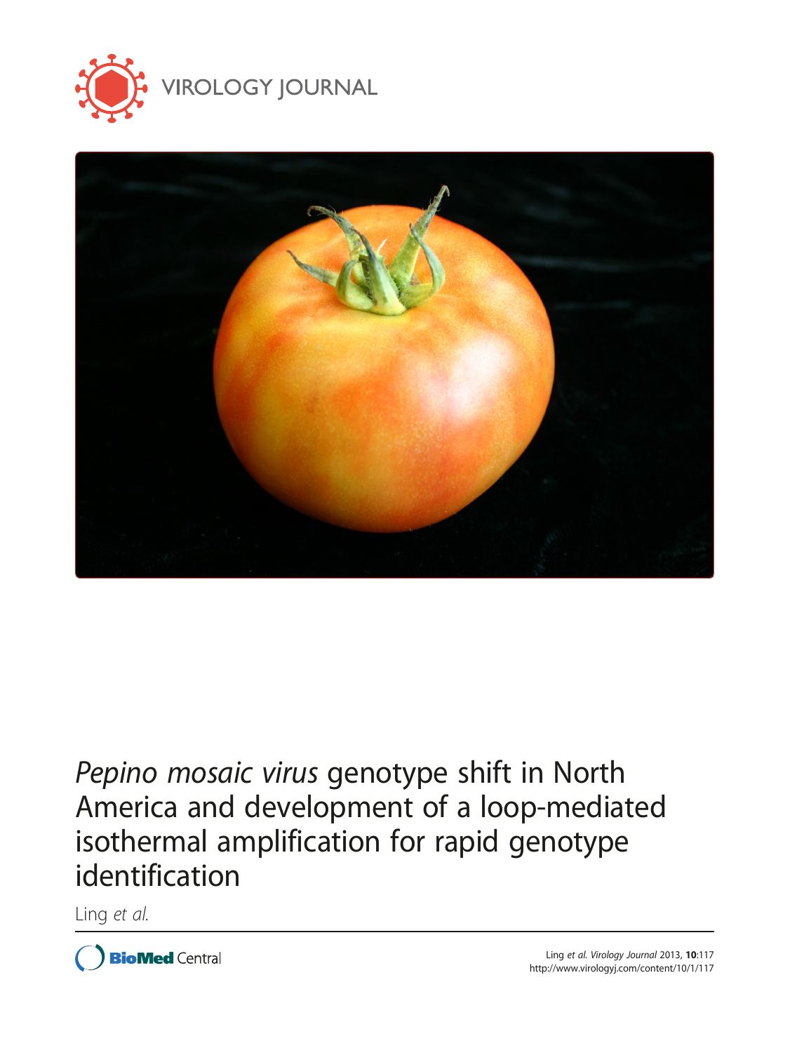VIROLOGY JOURNAL

# *Pepino mosaic virus* genotype shift in North America and development of a loop-mediated isothermal amplification for rapid genotype identification

Ling *et al.*

Ling *et al. Virology Journal* 2013, **10**:117
http://www.virologyj.com/content/10/1/117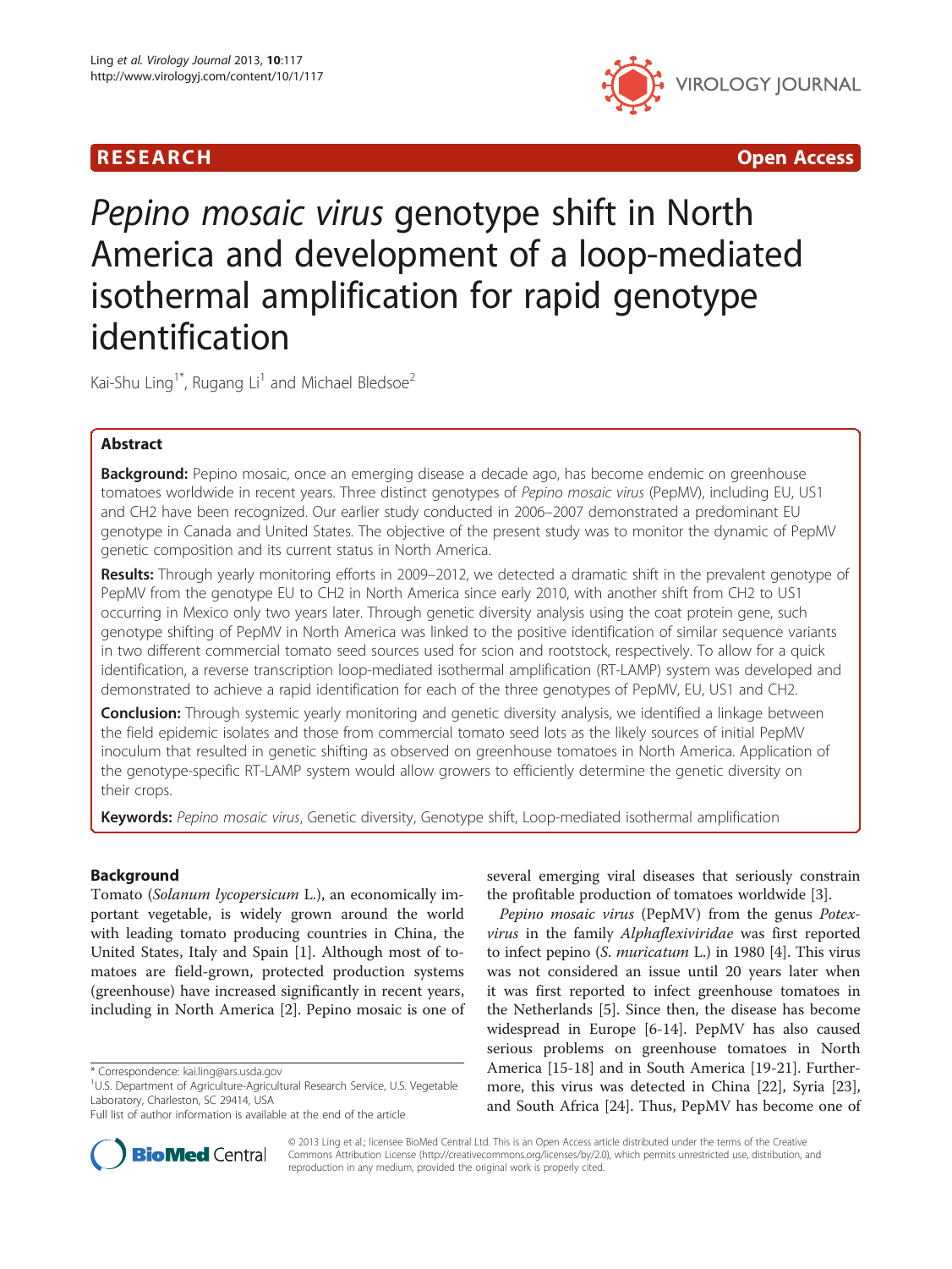# Pepino mosaic virus genotype shift in North America and development of a loop-mediated isothermal amplification for rapid genotype identification

Kai-Shu Ling[1*], Rugang Li[1] and Michael Bledsoe[2]

## Abstract

**Background:** Pepino mosaic, once an emerging disease a decade ago, has become endemic on greenhouse tomatoes worldwide in recent years. Three distinct genotypes of *Pepino mosaic virus* (PepMV), including EU, US1 and CH2 have been recognized. Our earlier study conducted in 2006–2007 demonstrated a predominant EU genotype in Canada and United States. The objective of the present study was to monitor the dynamic of PepMV genetic composition and its current status in North America.

**Results:** Through yearly monitoring efforts in 2009–2012, we detected a dramatic shift in the prevalent genotype of PepMV from the genotype EU to CH2 in North America since early 2010, with another shift from CH2 to US1 occurring in Mexico only two years later. Through genetic diversity analysis using the coat protein gene, such genotype shifting of PepMV in North America was linked to the positive identification of similar sequence variants in two different commercial tomato seed sources used for scion and rootstock, respectively. To allow for a quick identification, a reverse transcription loop-mediated isothermal amplification (RT-LAMP) system was developed and demonstrated to achieve a rapid identification for each of the three genotypes of PepMV, EU, US1 and CH2.

**Conclusion:** Through systemic yearly monitoring and genetic diversity analysis, we identified a linkage between the field epidemic isolates and those from commercial tomato seed lots as the likely sources of initial PepMV inoculum that resulted in genetic shifting as observed on greenhouse tomatoes in North America. Application of the genotype-specific RT-LAMP system would allow growers to efficiently determine the genetic diversity on their crops.

**Keywords:** *Pepino mosaic virus*, Genetic diversity, Genotype shift, Loop-mediated isothermal amplification

## Background

Tomato (*Solanum lycopersicum* L.), an economically important vegetable, is widely grown around the world with leading tomato producing countries in China, the United States, Italy and Spain [1]. Although most of tomatoes are field-grown, protected production systems (greenhouse) have increased significantly in recent years, including in North America [2]. Pepino mosaic is one of several emerging viral diseases that seriously constrain the profitable production of tomatoes worldwide [3].

*Pepino mosaic virus* (PepMV) from the genus *Potexvirus* in the family *Alphaflexiviridae* was first reported to infect pepino (*S. muricatum* L.) in 1980 [4]. This virus was not considered an issue until 20 years later when it was first reported to infect greenhouse tomatoes in the Netherlands [5]. Since then, the disease has become widespread in Europe [6-14]. PepMV has also caused serious problems on greenhouse tomatoes in North America [15-18] and in South America [19-21]. Furthermore, this virus was detected in China [22], Syria [23], and South Africa [24]. Thus, PepMV has become one of

\* Correspondence: kai.ling@ars.usda.gov
[1]U.S. Department of Agriculture-Agricultural Research Service, U.S. Vegetable Laboratory, Charleston, SC 29414, USA
Full list of author information is available at the end of the article

© 2013 Ling et al.; licensee BioMed Central Ltd. This is an Open Access article distributed under the terms of the Creative Commons Attribution License (http://creativecommons.org/licenses/by/2.0), which permits unrestricted use, distribution, and reproduction in any medium, provided the original work is properly cited.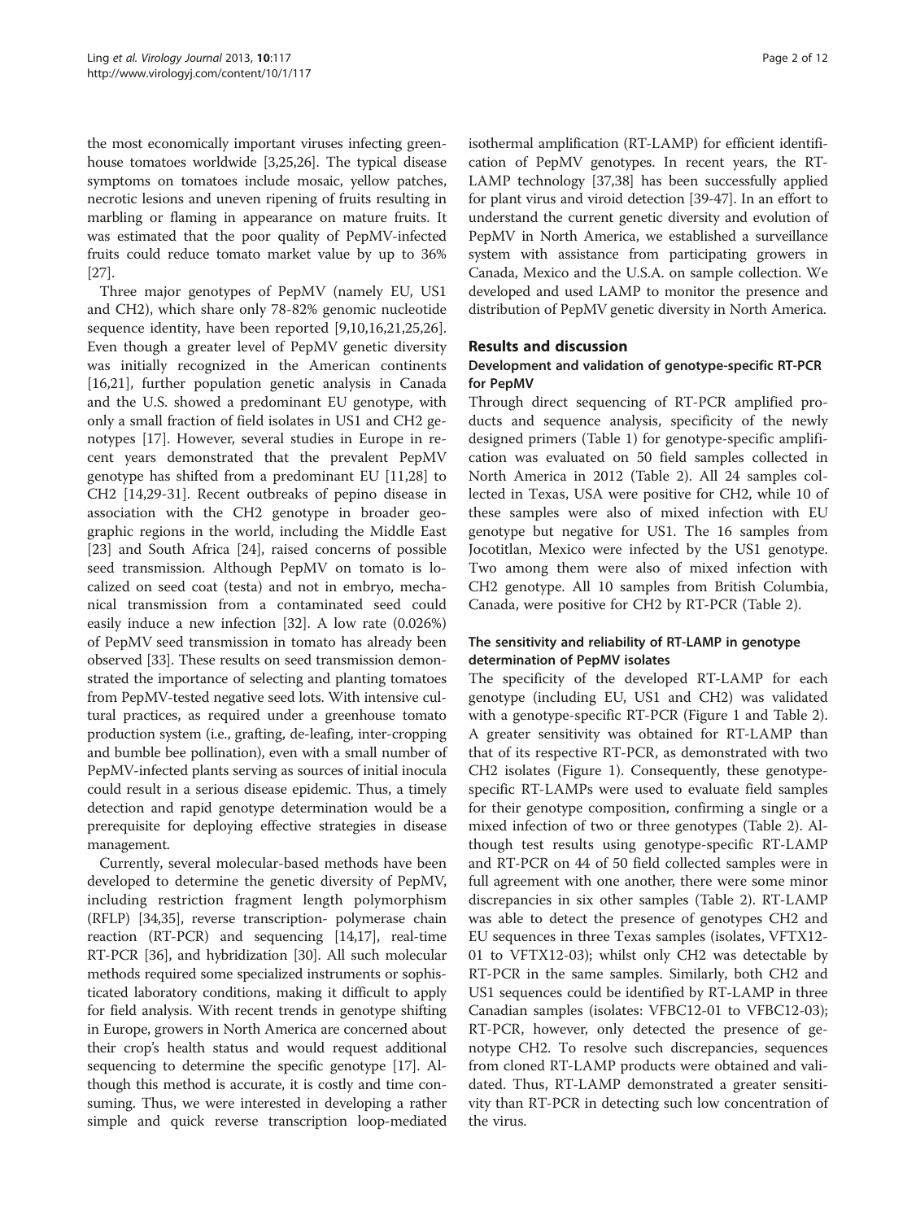the most economically important viruses infecting greenhouse tomatoes worldwide [3,25,26]. The typical disease symptoms on tomatoes include mosaic, yellow patches, necrotic lesions and uneven ripening of fruits resulting in marbling or flaming in appearance on mature fruits. It was estimated that the poor quality of PepMV-infected fruits could reduce tomato market value by up to 36% [27].

Three major genotypes of PepMV (namely EU, US1 and CH2), which share only 78-82% genomic nucleotide sequence identity, have been reported [9,10,16,21,25,26]. Even though a greater level of PepMV genetic diversity was initially recognized in the American continents [16,21], further population genetic analysis in Canada and the U.S. showed a predominant EU genotype, with only a small fraction of field isolates in US1 and CH2 genotypes [17]. However, several studies in Europe in recent years demonstrated that the prevalent PepMV genotype has shifted from a predominant EU [11,28] to CH2 [14,29-31]. Recent outbreaks of pepino disease in association with the CH2 genotype in broader geographic regions in the world, including the Middle East [23] and South Africa [24], raised concerns of possible seed transmission. Although PepMV on tomato is localized on seed coat (testa) and not in embryo, mechanical transmission from a contaminated seed could easily induce a new infection [32]. A low rate (0.026%) of PepMV seed transmission in tomato has already been observed [33]. These results on seed transmission demonstrated the importance of selecting and planting tomatoes from PepMV-tested negative seed lots. With intensive cultural practices, as required under a greenhouse tomato production system (i.e., grafting, de-leafing, inter-cropping and bumble bee pollination), even with a small number of PepMV-infected plants serving as sources of initial inocula could result in a serious disease epidemic. Thus, a timely detection and rapid genotype determination would be a prerequisite for deploying effective strategies in disease management.

Currently, several molecular-based methods have been developed to determine the genetic diversity of PepMV, including restriction fragment length polymorphism (RFLP) [34,35], reverse transcription- polymerase chain reaction (RT-PCR) and sequencing [14,17], real-time RT-PCR [36], and hybridization [30]. All such molecular methods required some specialized instruments or sophisticated laboratory conditions, making it difficult to apply for field analysis. With recent trends in genotype shifting in Europe, growers in North America are concerned about their crop's health status and would request additional sequencing to determine the specific genotype [17]. Although this method is accurate, it is costly and time consuming. Thus, we were interested in developing a rather simple and quick reverse transcription loop-mediated isothermal amplification (RT-LAMP) for efficient identification of PepMV genotypes. In recent years, the RT-LAMP technology [37,38] has been successfully applied for plant virus and viroid detection [39-47]. In an effort to understand the current genetic diversity and evolution of PepMV in North America, we established a surveillance system with assistance from participating growers in Canada, Mexico and the U.S.A. on sample collection. We developed and used LAMP to monitor the presence and distribution of PepMV genetic diversity in North America.

## Results and discussion

### Development and validation of genotype-specific RT-PCR for PepMV

Through direct sequencing of RT-PCR amplified products and sequence analysis, specificity of the newly designed primers (Table 1) for genotype-specific amplification was evaluated on 50 field samples collected in North America in 2012 (Table 2). All 24 samples collected in Texas, USA were positive for CH2, while 10 of these samples were also of mixed infection with EU genotype but negative for US1. The 16 samples from Jocotitlan, Mexico were infected by the US1 genotype. Two among them were also of mixed infection with CH2 genotype. All 10 samples from British Columbia, Canada, were positive for CH2 by RT-PCR (Table 2).

### The sensitivity and reliability of RT-LAMP in genotype determination of PepMV isolates

The specificity of the developed RT-LAMP for each genotype (including EU, US1 and CH2) was validated with a genotype-specific RT-PCR (Figure 1 and Table 2). A greater sensitivity was obtained for RT-LAMP than that of its respective RT-PCR, as demonstrated with two CH2 isolates (Figure 1). Consequently, these genotype-specific RT-LAMPs were used to evaluate field samples for their genotype composition, confirming a single or a mixed infection of two or three genotypes (Table 2). Although test results using genotype-specific RT-LAMP and RT-PCR on 44 of 50 field collected samples were in full agreement with one another, there were some minor discrepancies in six other samples (Table 2). RT-LAMP was able to detect the presence of genotypes CH2 and EU sequences in three Texas samples (isolates, VFTX12-01 to VFTX12-03); whilst only CH2 was detectable by RT-PCR in the same samples. Similarly, both CH2 and US1 sequences could be identified by RT-LAMP in three Canadian samples (isolates: VFBC12-01 to VFBC12-03); RT-PCR, however, only detected the presence of genotype CH2. To resolve such discrepancies, sequences from cloned RT-LAMP products were obtained and validated. Thus, RT-LAMP demonstrated a greater sensitivity than RT-PCR in detecting such low concentration of the virus.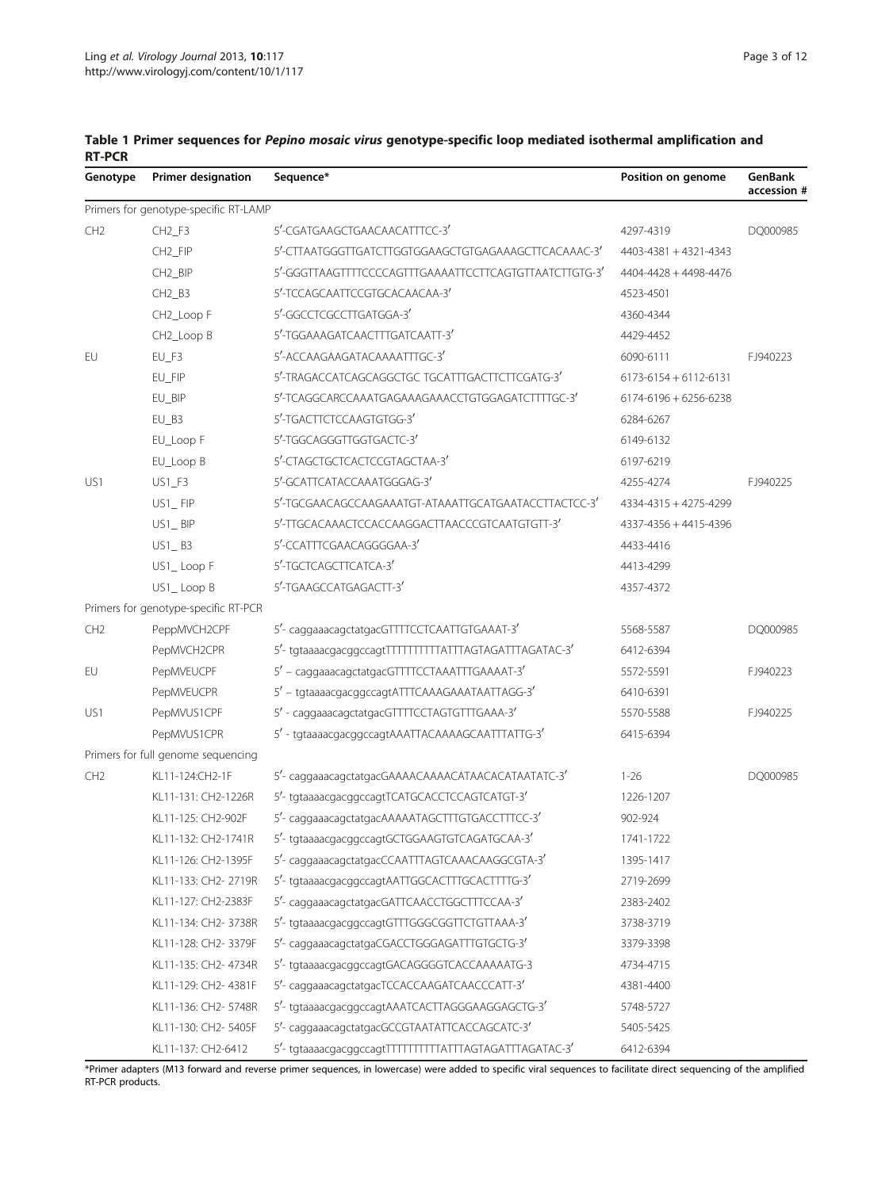**Table 1 Primer sequences for *Pepino mosaic virus* genotype-specific loop mediated isothermal amplification and RT-PCR**

| Genotype | Primer designation | Sequence* | Position on genome | GenBank accession # |
|---|---|---|---|---|
| Primers for genotype-specific RT-LAMP | | | | |
| CH2 | CH2_F3 | 5′-CGATGAAGCTGAACAACATTTCC-3′ | 4297-4319 | DQ000985 |
| | CH2_FIP | 5′-CTTAATGGGTTGATCTTGGTGGAAGCTGTGAGAAAGCTTCACAAAC-3′ | 4403-4381 + 4321-4343 | |
| | CH2_BIP | 5′-GGGTTAAGTTTTCCCCAGTTTGAAAATTCCTTCAGTGTTAATCTTGTG-3′ | 4404-4428 + 4498-4476 | |
| | CH2_B3 | 5′-TCCAGCAATTCCGTGCACAACAA-3′ | 4523-4501 | |
| | CH2_Loop F | 5′-GGCCTCGCCTTGATGGA-3′ | 4360-4344 | |
| | CH2_Loop B | 5′-TGGAAAGATCAACTTTGATCAATT-3′ | 4429-4452 | |
| EU | EU_F3 | 5′-ACCAAGAAGATACAAAATTTGC-3′ | 6090-6111 | FJ940223 |
| | EU_FIP | 5′-TRAGACCATCAGCAGGCTGC TGCATTTGACTTCTTCGATG-3′ | 6173-6154 + 6112-6131 | |
| | EU_BIP | 5′-TCAGGCARCCAAATGAGAAAGAAACCTGTGGAGATCTTTTGC-3′ | 6174-6196 + 6256-6238 | |
| | EU_B3 | 5′-TGACTTCTCCAAGTGTGG-3′ | 6284-6267 | |
| | EU_Loop F | 5′-TGGCAGGGTTGGTGACTC-3′ | 6149-6132 | |
| | EU_Loop B | 5′-CTAGCTGCTCACTCCGTAGCTAA-3′ | 6197-6219 | |
| US1 | US1_F3 | 5′-GCATTCATACCAAATGGGAG-3′ | 4255-4274 | FJ940225 |
| | US1_ FIP | 5′-TGCGAACAGCCAAGAAATGT-ATAAATTGCATGAATACCTTACTCC-3′ | 4334-4315 + 4275-4299 | |
| | US1_ BIP | 5′-TTGCACAAACTCCACCAAGGACTTAACCCGTCAATGTGTT-3′ | 4337-4356 + 4415-4396 | |
| | US1_ B3 | 5′-CCATTTCGAACAGGGGAA-3′ | 4433-4416 | |
| | US1_ Loop F | 5′-TGCTCAGCTTCATCA-3′ | 4413-4299 | |
| | US1_ Loop B | 5′-TGAAGCCATGAGACTT-3′ | 4357-4372 | |
| Primers for genotype-specific RT-PCR | | | | |
| CH2 | PeppMVCH2CPF | 5′- caggaaacagctatgacGTTTTCCTCAATTGTGAAAT-3′ | 5568-5587 | DQ000985 |
| | PepMVCH2CPR | 5′- tgtaaaacgacggccagtTTTTTTTTTTATTTAGTAGATTTAGATAC-3′ | 6412-6394 | |
| EU | PepMVEUCPF | 5′ – caggaaacagctatgacGTTTTCCTAAATTTGAAAAT-3′ | 5572-5591 | FJ940223 |
| | PepMVEUCPR | 5′ – tgtaaaacgacggccagtATTTCAAAGAAATAATTAGG-3′ | 6410-6391 | |
| US1 | PepMVUS1CPF | 5′ - caggaaacagctatgacGTTTTCCTAGTGTTTGAAA-3′ | 5570-5588 | FJ940225 |
| | PepMVUS1CPR | 5′ - tgtaaaacgacggccagtAAATTACAAAAGCAATTTATTG-3′ | 6415-6394 | |
| Primers for full genome sequencing | | | | |
| CH2 | KL11-124:CH2-1F | 5′- caggaaacagctatgacGAAAACAAAACATAACACATAATATC-3′ | 1-26 | DQ000985 |
| | KL11-131: CH2-1226R | 5′- tgtaaaacgacggccagtTCATGCACCTCCAGTCATGT-3′ | 1226-1207 | |
| | KL11-125: CH2-902F | 5′- caggaaacagctatgacAAAAATAGCTTTGTGACCTTTCC-3′ | 902-924 | |
| | KL11-132: CH2-1741R | 5′- tgtaaaacgacggccagtGCTGGAAGTGTCAGATGCAA-3′ | 1741-1722 | |
| | KL11-126: CH2-1395F | 5′- caggaaacagctatgacCCAATTTAGTCAAACAAGGCGTA-3′ | 1395-1417 | |
| | KL11-133: CH2- 2719R | 5′- tgtaaaacgacggccagtAATTGGCACTTTGCACTTTTG-3′ | 2719-2699 | |
| | KL11-127: CH2-2383F | 5′- caggaaacagctatgacGATTCAACCTGGCTTTCCAA-3′ | 2383-2402 | |
| | KL11-134: CH2- 3738R | 5′- tgtaaaacgacggccagtGTTTGGGCGGTTCTGTTAAA-3′ | 3738-3719 | |
| | KL11-128: CH2- 3379F | 5′- caggaaacagctatgaCGACCTGGGAGATTTGTGCTG-3′ | 3379-3398 | |
| | KL11-135: CH2- 4734R | 5′- tgtaaaacgacggccagtGACAGGGGTCACCAAAAATG-3 | 4734-4715 | |
| | KL11-129: CH2- 4381F | 5′- caggaaacagctatgacTCCACCAAGATCAACCCATT-3′ | 4381-4400 | |
| | KL11-136: CH2- 5748R | 5′- tgtaaaacgacggccagtAAATCACTTAGGGAAGGAGCTG-3′ | 5748-5727 | |
| | KL11-130: CH2- 5405F | 5′- caggaaacagctatgacGCCGTAATATTCACCAGCATC-3′ | 5405-5425 | |
| | KL11-137: CH2-6412 | 5′- tgtaaaacgacggccagtTTTTTTTTTTATTTAGTAGATTTAGATAC-3′ | 6412-6394 | |

*Primer adapters (M13 forward and reverse primer sequences, in lowercase) were added to specific viral sequences to facilitate direct sequencing of the amplified RT-PCR products.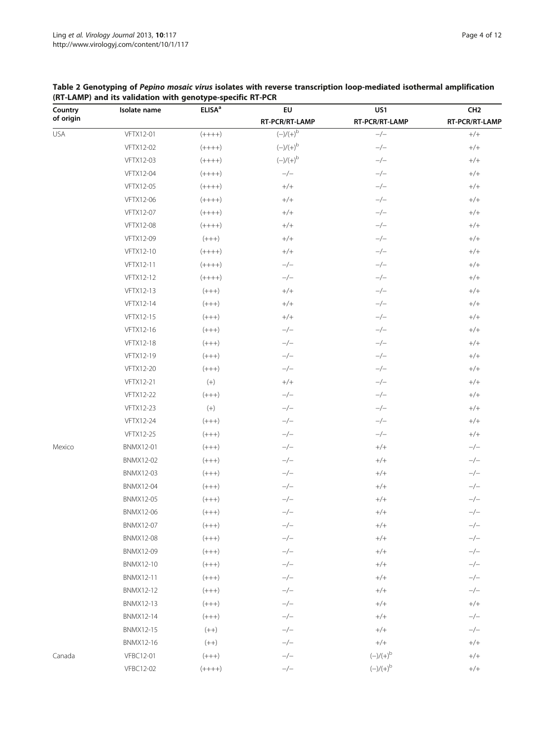**Table 2 Genotyping of *Pepino mosaic virus* isolates with reverse transcription loop-mediated isothermal amplification (RT-LAMP) and its validation with genotype-specific RT-PCR**

| Country of origin | Isolate name | ELISA[a] | EU | US1 | CH2 |
|---|---|---|---|---|---|
| | | | RT-PCR/RT-LAMP | RT-PCR/RT-LAMP | RT-PCR/RT-LAMP |
| USA | VFTX12-01 | (++++) | (−)/(+)[b] | −/− | +/+ |
| | VFTX12-02 | (++++) | (−)/(+)[b] | −/− | +/+ |
| | VFTX12-03 | (++++) | (−)/(+)[b] | −/− | +/+ |
| | VFTX12-04 | (++++) | −/− | −/− | +/+ |
| | VFTX12-05 | (++++) | +/+ | −/− | +/+ |
| | VFTX12-06 | (++++) | +/+ | −/− | +/+ |
| | VFTX12-07 | (++++) | +/+ | −/− | +/+ |
| | VFTX12-08 | (++++) | +/+ | −/− | +/+ |
| | VFTX12-09 | (+++) | +/+ | −/− | +/+ |
| | VFTX12-10 | (++++) | +/+ | −/− | +/+ |
| | VFTX12-11 | (++++) | −/− | −/− | +/+ |
| | VFTX12-12 | (++++) | −/− | −/− | +/+ |
| | VFTX12-13 | (+++) | +/+ | −/− | +/+ |
| | VFTX12-14 | (+++) | +/+ | −/− | +/+ |
| | VFTX12-15 | (+++) | +/+ | −/− | +/+ |
| | VFTX12-16 | (+++) | −/− | −/− | +/+ |
| | VFTX12-18 | (+++) | −/− | −/− | +/+ |
| | VFTX12-19 | (+++) | −/− | −/− | +/+ |
| | VFTX12-20 | (+++) | −/− | −/− | +/+ |
| | VFTX12-21 | (+) | +/+ | −/− | +/+ |
| | VFTX12-22 | (+++) | −/− | −/− | +/+ |
| | VFTX12-23 | (+) | −/− | −/− | +/+ |
| | VFTX12-24 | (+++) | −/− | −/− | +/+ |
| | VFTX12-25 | (+++) | −/− | −/− | +/+ |
| Mexico | BNMX12-01 | (+++) | −/− | +/+ | −/− |
| | BNMX12-02 | (+++) | −/− | +/+ | −/− |
| | BNMX12-03 | (+++) | −/− | +/+ | −/− |
| | BNMX12-04 | (+++) | −/− | +/+ | −/− |
| | BNMX12-05 | (+++) | −/− | +/+ | −/− |
| | BNMX12-06 | (+++) | −/− | +/+ | −/− |
| | BNMX12-07 | (+++) | −/− | +/+ | −/− |
| | BNMX12-08 | (+++) | −/− | +/+ | −/− |
| | BNMX12-09 | (+++) | −/− | +/+ | −/− |
| | BNMX12-10 | (+++) | −/− | +/+ | −/− |
| | BNMX12-11 | (+++) | −/− | +/+ | −/− |
| | BNMX12-12 | (+++) | −/− | +/+ | −/− |
| | BNMX12-13 | (+++) | −/− | +/+ | +/+ |
| | BNMX12-14 | (+++) | −/− | +/+ | −/− |
| | BNMX12-15 | (++) | −/− | +/+ | −/− |
| | BNMX12-16 | (++) | −/− | +/+ | +/+ |
| Canada | VFBC12-01 | (+++) | −/− | (−)/(+)[b] | +/+ |
| | VFBC12-02 | (++++) | −/− | (−)/(+)[b] | +/+ |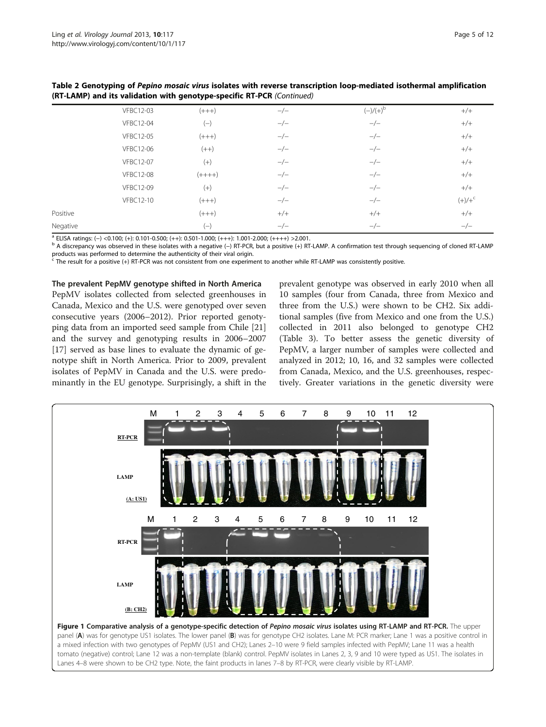**Table 2 Genotyping of *Pepino mosaic virus* isolates with reverse transcription loop-mediated isothermal amplification (RT-LAMP) and its validation with genotype-specific RT-PCR** *(Continued)*

| | | | | | |
|---|---|---|---|---|---|
| | VFBC12-03 | (+++) | −/− | (−)/(+)[b] | +/+ |
| | VFBC12-04 | (−) | −/− | −/− | +/+ |
| | VFBC12-05 | (+++) | −/− | −/− | +/+ |
| | VFBC12-06 | (++) | −/− | −/− | +/+ |
| | VFBC12-07 | (+) | −/− | −/− | +/+ |
| | VFBC12-08 | (++++) | −/− | −/− | +/+ |
| | VFBC12-09 | (+) | −/− | −/− | +/+ |
| | VFBC12-10 | (+++) | −/− | −/− | (+)/+[c] |
| Positive | | (+++) | +/+ | +/+ | +/+ |
| Negative | | (−) | −/− | −/− | −/− |

[a] ELISA ratings: (−) <0.100; (+): 0.101-0.500; (++): 0.501-1.000; (+++): 1.001-2.000; (++++) >2.001.
[b] A discrepancy was observed in these isolates with a negative (−) RT-PCR, but a positive (+) RT-LAMP. A confirmation test through sequencing of cloned RT-LAMP products was performed to determine the authenticity of their viral origin.
[c] The result for a positive (+) RT-PCR was not consistent from one experiment to another while RT-LAMP was consistently positive.

### The prevalent PepMV genotype shifted in North America

PepMV isolates collected from selected greenhouses in Canada, Mexico and the U.S. were genotyped over seven consecutive years (2006–2012). Prior reported genotyping data from an imported seed sample from Chile [21] and the survey and genotyping results in 2006–2007 [17] served as base lines to evaluate the dynamic of genotype shift in North America. Prior to 2009, prevalent isolates of PepMV in Canada and the U.S. were predominantly in the EU genotype. Surprisingly, a shift in the prevalent genotype was observed in early 2010 when all 10 samples (four from Canada, three from Mexico and three from the U.S.) were shown to be CH2. Six additional samples (five from Mexico and one from the U.S.) collected in 2011 also belonged to genotype CH2 (Table 3). To better assess the genetic diversity of PepMV, a larger number of samples were collected and analyzed in 2012; 10, 16, and 32 samples were collected from Canada, Mexico, and the U.S. greenhouses, respectively. Greater variations in the genetic diversity were

**Figure 1 Comparative analysis of a genotype-specific detection of *Pepino mosaic virus* isolates using RT-LAMP and RT-PCR.** The upper panel (**A**) was for genotype US1 isolates. The lower panel (**B**) was for genotype CH2 isolates. Lane M: PCR marker; Lane 1 was a positive control in a mixed infection with two genotypes of PepMV (US1 and CH2); Lanes 2–10 were 9 field samples infected with PepMV; Lane 11 was a health tomato (negative) control; Lane 12 was a non-template (blank) control. PepMV isolates in Lanes 2, 3, 9 and 10 were typed as US1. The isolates in Lanes 4–8 were shown to be CH2 type. Note, the faint products in lanes 7–8 by RT-PCR, were clearly visible by RT-LAMP.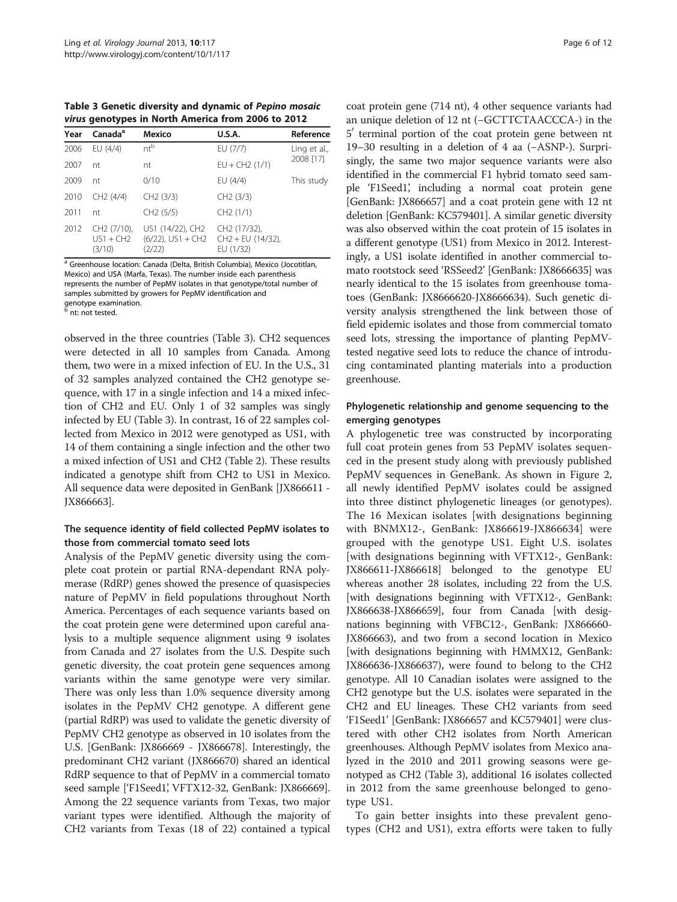**Table 3 Genetic diversity and dynamic of *Pepino mosaic virus* genotypes in North America from 2006 to 2012**

| Year | Canada[a] | Mexico | U.S.A. | Reference |
|---|---|---|---|---|
| 2006 | EU (4/4) | nt[b] | EU (7/7) | Ling et al., 2008 [17] |
| 2007 | nt | nt | EU + CH2 (1/1) | |
| 2009 | nt | 0/10 | EU (4/4) | This study |
| 2010 | CH2 (4/4) | CH2 (3/3) | CH2 (3/3) | |
| 2011 | nt | CH2 (5/5) | CH2 (1/1) | |
| 2012 | CH2 (7/10), US1 + CH2 (3/10) | US1 (14/22), CH2 (6/22), US1 + CH2 (2/22) | CH2 (17/32), CH2 + EU (14/32), EU (1/32) | |

[a] Greenhouse location: Canada (Delta, British Columbia), Mexico (Jocotitlan, Mexico) and USA (Marfa, Texas). The number inside each parenthesis represents the number of PepMV isolates in that genotype/total number of samples submitted by growers for PepMV identification and genotype examination.
[b] nt: not tested.

observed in the three countries (Table 3). CH2 sequences were detected in all 10 samples from Canada. Among them, two were in a mixed infection of EU. In the U.S., 31 of 32 samples analyzed contained the CH2 genotype sequence, with 17 in a single infection and 14 a mixed infection of CH2 and EU. Only 1 of 32 samples was singly infected by EU (Table 3). In contrast, 16 of 22 samples collected from Mexico in 2012 were genotyped as US1, with 14 of them containing a single infection and the other two a mixed infection of US1 and CH2 (Table 2). These results indicated a genotype shift from CH2 to US1 in Mexico. All sequence data were deposited in GenBank [JX866611 - JX866663].

### The sequence identity of field collected PepMV isolates to those from commercial tomato seed lots

Analysis of the PepMV genetic diversity using the complete coat protein or partial RNA-dependant RNA polymerase (RdRP) genes showed the presence of quasispecies nature of PepMV in field populations throughout North America. Percentages of each sequence variants based on the coat protein gene were determined upon careful analysis to a multiple sequence alignment using 9 isolates from Canada and 27 isolates from the U.S. Despite such genetic diversity, the coat protein gene sequences among variants within the same genotype were very similar. There was only less than 1.0% sequence diversity among isolates in the PepMV CH2 genotype. A different gene (partial RdRP) was used to validate the genetic diversity of PepMV CH2 genotype as observed in 10 isolates from the U.S. [GenBank: JX866669 - JX866678]. Interestingly, the predominant CH2 variant (JX866670) shared an identical RdRP sequence to that of PepMV in a commercial tomato seed sample ['F1Seed1', VFTX12-32, GenBank: JX866669]. Among the 22 sequence variants from Texas, two major variant types were identified. Although the majority of CH2 variants from Texas (18 of 22) contained a typical coat protein gene (714 nt), 4 other sequence variants had an unique deletion of 12 nt (–GCTTCTAACCCA-) in the 5′ terminal portion of the coat protein gene between nt 19–30 resulting in a deletion of 4 aa (–ASNP-). Surprisingly, the same two major sequence variants were also identified in the commercial F1 hybrid tomato seed sample 'F1Seed1', including a normal coat protein gene [GenBank: JX866657] and a coat protein gene with 12 nt deletion [GenBank: KC579401]. A similar genetic diversity was also observed within the coat protein of 15 isolates in a different genotype (US1) from Mexico in 2012. Interestingly, a US1 isolate identified in another commercial tomato rootstock seed 'RSSeed2' [GenBank: JX8666635] was nearly identical to the 15 isolates from greenhouse tomatoes (GenBank: JX8666620-JX8666634). Such genetic diversity analysis strengthened the link between those of field epidemic isolates and those from commercial tomato seed lots, stressing the importance of planting PepMV-tested negative seed lots to reduce the chance of introducing contaminated planting materials into a production greenhouse.

### Phylogenetic relationship and genome sequencing to the emerging genotypes

A phylogenetic tree was constructed by incorporating full coat protein genes from 53 PepMV isolates sequenced in the present study along with previously published PepMV sequences in GeneBank. As shown in Figure 2, all newly identified PepMV isolates could be assigned into three distinct phylogenetic lineages (or genotypes). The 16 Mexican isolates [with designations beginning with BNMX12-, GenBank: JX866619-JX866634] were grouped with the genotype US1. Eight U.S. isolates [with designations beginning with VFTX12-, GenBank: JX866611-JX866618] belonged to the genotype EU whereas another 28 isolates, including 22 from the U.S. [with designations beginning with VFTX12-, GenBank: JX866638-JX866659], four from Canada [with designations beginning with VFBC12-, GenBank: JX866660-JX866663), and two from a second location in Mexico [with designations beginning with HMMX12, GenBank: JX866636-JX866637), were found to belong to the CH2 genotype. All 10 Canadian isolates were assigned to the CH2 genotype but the U.S. isolates were separated in the CH2 and EU lineages. These CH2 variants from seed 'F1Seed1' [GenBank: JX866657 and KC579401] were clustered with other CH2 isolates from North American greenhouses. Although PepMV isolates from Mexico analyzed in the 2010 and 2011 growing seasons were genotyped as CH2 (Table 3), additional 16 isolates collected in 2012 from the same greenhouse belonged to genotype US1.

To gain better insights into these prevalent genotypes (CH2 and US1), extra efforts were taken to fully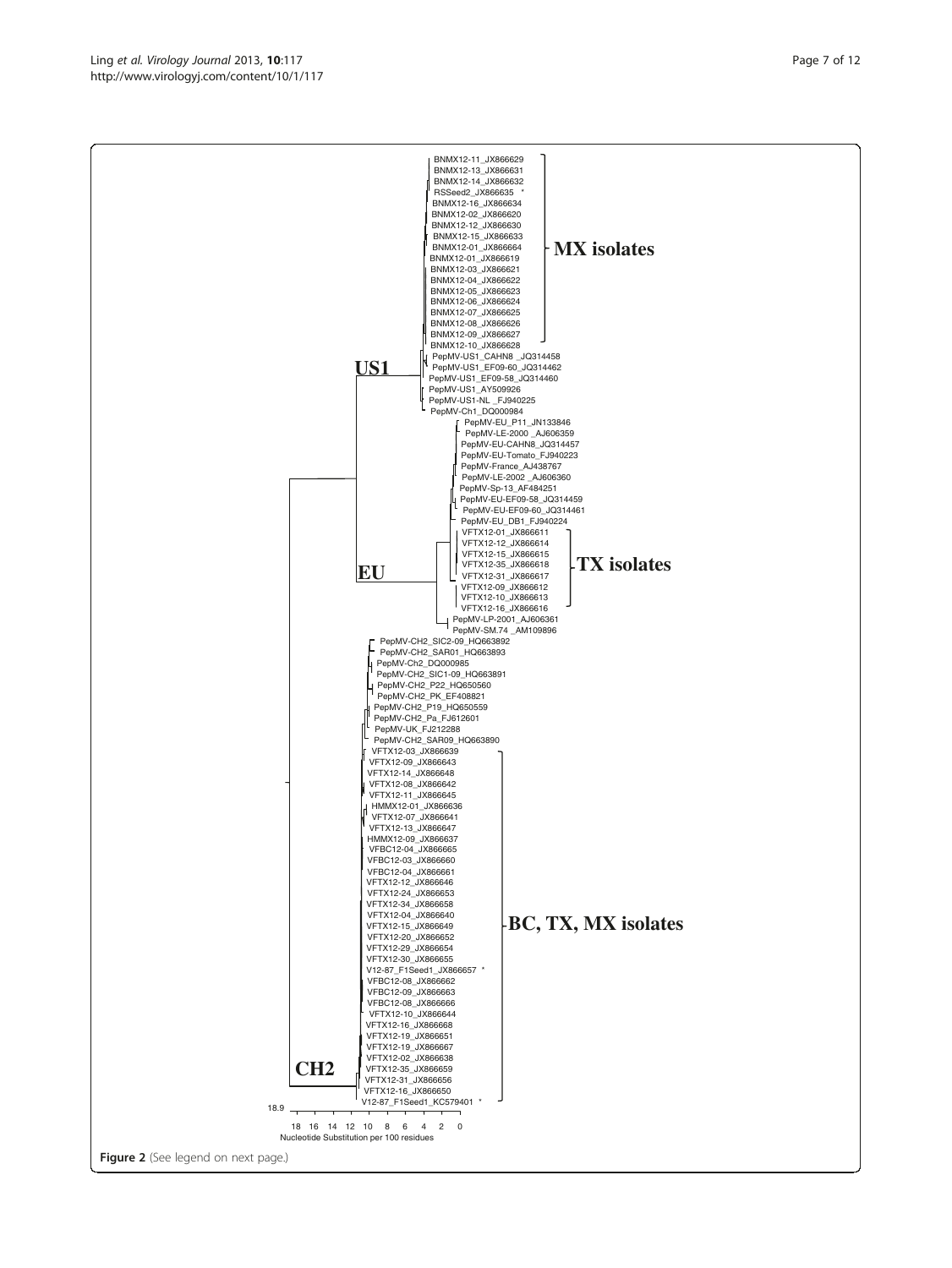Figure 2 (See legend on next page.)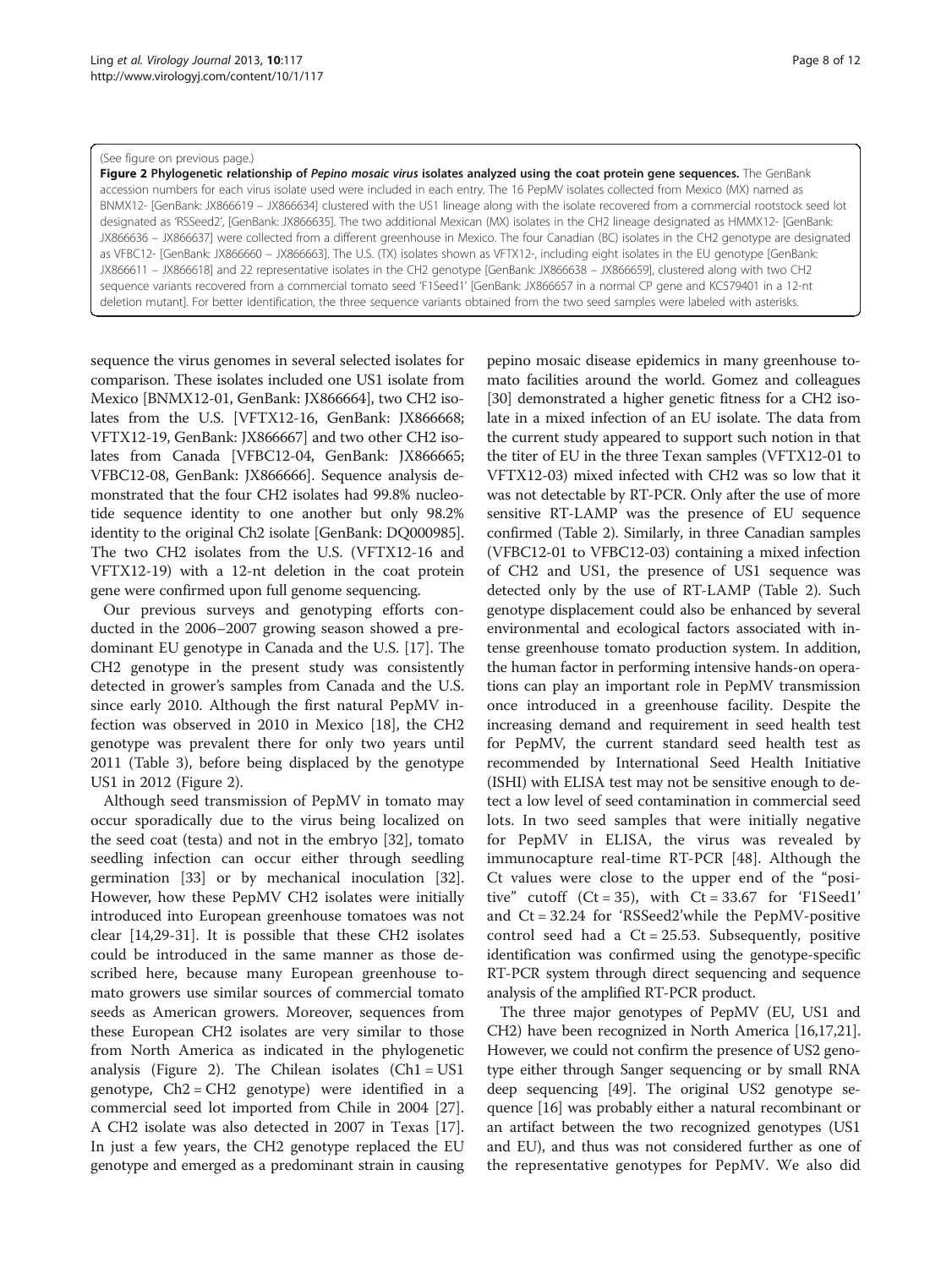(See figure on previous page.)

**Figure 2 Phylogenetic relationship of *Pepino mosaic virus* isolates analyzed using the coat protein gene sequences.** The GenBank accession numbers for each virus isolate used were included in each entry. The 16 PepMV isolates collected from Mexico (MX) named as BNMX12- [GenBank: JX866619 – JX866634] clustered with the US1 lineage along with the isolate recovered from a commercial rootstock seed lot designated as 'RSSeed2', [GenBank: JX866635]. The two additional Mexican (MX) isolates in the CH2 lineage designated as HMMX12- [GenBank: JX866636 – JX866637] were collected from a different greenhouse in Mexico. The four Canadian (BC) isolates in the CH2 genotype are designated as VFBC12- [GenBank: JX866660 – JX866663]. The U.S. (TX) isolates shown as VFTX12-, including eight isolates in the EU genotype [GenBank: JX866611 – JX866618] and 22 representative isolates in the CH2 genotype [GenBank: JX866638 – JX866659], clustered along with two CH2 sequence variants recovered from a commercial tomato seed 'F1Seed1' [GenBank: JX866657 in a normal CP gene and KC579401 in a 12-nt deletion mutant]. For better identification, the three sequence variants obtained from the two seed samples were labeled with asterisks.

sequence the virus genomes in several selected isolates for comparison. These isolates included one US1 isolate from Mexico [BNMX12-01, GenBank: JX866664], two CH2 isolates from the U.S. [VFTX12-16, GenBank: JX866668; VFTX12-19, GenBank: JX866667] and two other CH2 isolates from Canada [VFBC12-04, GenBank: JX866665; VFBC12-08, GenBank: JX866666]. Sequence analysis demonstrated that the four CH2 isolates had 99.8% nucleotide sequence identity to one another but only 98.2% identity to the original Ch2 isolate [GenBank: DQ000985]. The two CH2 isolates from the U.S. (VFTX12-16 and VFTX12-19) with a 12-nt deletion in the coat protein gene were confirmed upon full genome sequencing.

Our previous surveys and genotyping efforts conducted in the 2006–2007 growing season showed a predominant EU genotype in Canada and the U.S. [17]. The CH2 genotype in the present study was consistently detected in grower's samples from Canada and the U.S. since early 2010. Although the first natural PepMV infection was observed in 2010 in Mexico [18], the CH2 genotype was prevalent there for only two years until 2011 (Table 3), before being displaced by the genotype US1 in 2012 (Figure 2).

Although seed transmission of PepMV in tomato may occur sporadically due to the virus being localized on the seed coat (testa) and not in the embryo [32], tomato seedling infection can occur either through seedling germination [33] or by mechanical inoculation [32]. However, how these PepMV CH2 isolates were initially introduced into European greenhouse tomatoes was not clear [14,29-31]. It is possible that these CH2 isolates could be introduced in the same manner as those described here, because many European greenhouse tomato growers use similar sources of commercial tomato seeds as American growers. Moreover, sequences from these European CH2 isolates are very similar to those from North America as indicated in the phylogenetic analysis (Figure 2). The Chilean isolates (Ch1 = US1 genotype, Ch2 = CH2 genotype) were identified in a commercial seed lot imported from Chile in 2004 [27]. A CH2 isolate was also detected in 2007 in Texas [17]. In just a few years, the CH2 genotype replaced the EU genotype and emerged as a predominant strain in causing pepino mosaic disease epidemics in many greenhouse tomato facilities around the world. Gomez and colleagues [30] demonstrated a higher genetic fitness for a CH2 isolate in a mixed infection of an EU isolate. The data from the current study appeared to support such notion in that the titer of EU in the three Texan samples (VFTX12-01 to VFTX12-03) mixed infected with CH2 was so low that it was not detectable by RT-PCR. Only after the use of more sensitive RT-LAMP was the presence of EU sequence confirmed (Table 2). Similarly, in three Canadian samples (VFBC12-01 to VFBC12-03) containing a mixed infection of CH2 and US1, the presence of US1 sequence was detected only by the use of RT-LAMP (Table 2). Such genotype displacement could also be enhanced by several environmental and ecological factors associated with intense greenhouse tomato production system. In addition, the human factor in performing intensive hands-on operations can play an important role in PepMV transmission once introduced in a greenhouse facility. Despite the increasing demand and requirement in seed health test for PepMV, the current standard seed health test as recommended by International Seed Health Initiative (ISHI) with ELISA test may not be sensitive enough to detect a low level of seed contamination in commercial seed lots. In two seed samples that were initially negative for PepMV in ELISA, the virus was revealed by immunocapture real-time RT-PCR [48]. Although the Ct values were close to the upper end of the "positive" cutoff (Ct = 35), with Ct = 33.67 for 'F1Seed1' and Ct = 32.24 for 'RSSeed2'while the PepMV-positive control seed had a Ct = 25.53. Subsequently, positive identification was confirmed using the genotype-specific RT-PCR system through direct sequencing and sequence analysis of the amplified RT-PCR product.

The three major genotypes of PepMV (EU, US1 and CH2) have been recognized in North America [16,17,21]. However, we could not confirm the presence of US2 genotype either through Sanger sequencing or by small RNA deep sequencing [49]. The original US2 genotype sequence [16] was probably either a natural recombinant or an artifact between the two recognized genotypes (US1 and EU), and thus was not considered further as one of the representative genotypes for PepMV. We also did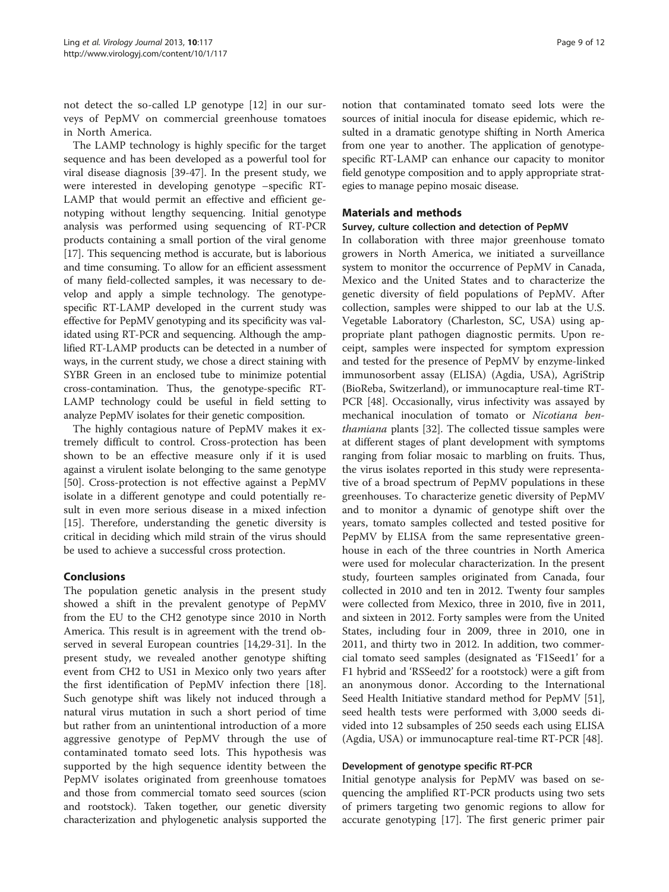not detect the so-called LP genotype [12] in our surveys of PepMV on commercial greenhouse tomatoes in North America.

The LAMP technology is highly specific for the target sequence and has been developed as a powerful tool for viral disease diagnosis [39-47]. In the present study, we were interested in developing genotype –specific RT-LAMP that would permit an effective and efficient genotyping without lengthy sequencing. Initial genotype analysis was performed using sequencing of RT-PCR products containing a small portion of the viral genome [17]. This sequencing method is accurate, but is laborious and time consuming. To allow for an efficient assessment of many field-collected samples, it was necessary to develop and apply a simple technology. The genotype-specific RT-LAMP developed in the current study was effective for PepMV genotyping and its specificity was validated using RT-PCR and sequencing. Although the amplified RT-LAMP products can be detected in a number of ways, in the current study, we chose a direct staining with SYBR Green in an enclosed tube to minimize potential cross-contamination. Thus, the genotype-specific RT-LAMP technology could be useful in field setting to analyze PepMV isolates for their genetic composition.

The highly contagious nature of PepMV makes it extremely difficult to control. Cross-protection has been shown to be an effective measure only if it is used against a virulent isolate belonging to the same genotype [50]. Cross-protection is not effective against a PepMV isolate in a different genotype and could potentially result in even more serious disease in a mixed infection [15]. Therefore, understanding the genetic diversity is critical in deciding which mild strain of the virus should be used to achieve a successful cross protection.

## Conclusions

The population genetic analysis in the present study showed a shift in the prevalent genotype of PepMV from the EU to the CH2 genotype since 2010 in North America. This result is in agreement with the trend observed in several European countries [14,29-31]. In the present study, we revealed another genotype shifting event from CH2 to US1 in Mexico only two years after the first identification of PepMV infection there [18]. Such genotype shift was likely not induced through a natural virus mutation in such a short period of time but rather from an unintentional introduction of a more aggressive genotype of PepMV through the use of contaminated tomato seed lots. This hypothesis was supported by the high sequence identity between the PepMV isolates originated from greenhouse tomatoes and those from commercial tomato seed sources (scion and rootstock). Taken together, our genetic diversity characterization and phylogenetic analysis supported the notion that contaminated tomato seed lots were the sources of initial inocula for disease epidemic, which resulted in a dramatic genotype shifting in North America from one year to another. The application of genotype-specific RT-LAMP can enhance our capacity to monitor field genotype composition and to apply appropriate strategies to manage pepino mosaic disease.

## Materials and methods

### Survey, culture collection and detection of PepMV

In collaboration with three major greenhouse tomato growers in North America, we initiated a surveillance system to monitor the occurrence of PepMV in Canada, Mexico and the United States and to characterize the genetic diversity of field populations of PepMV. After collection, samples were shipped to our lab at the U.S. Vegetable Laboratory (Charleston, SC, USA) using appropriate plant pathogen diagnostic permits. Upon receipt, samples were inspected for symptom expression and tested for the presence of PepMV by enzyme-linked immunosorbent assay (ELISA) (Agdia, USA), AgriStrip (BioReba, Switzerland), or immunocapture real-time RT-PCR [48]. Occasionally, virus infectivity was assayed by mechanical inoculation of tomato or *Nicotiana benthamiana* plants [32]. The collected tissue samples were at different stages of plant development with symptoms ranging from foliar mosaic to marbling on fruits. Thus, the virus isolates reported in this study were representative of a broad spectrum of PepMV populations in these greenhouses. To characterize genetic diversity of PepMV and to monitor a dynamic of genotype shift over the years, tomato samples collected and tested positive for PepMV by ELISA from the same representative greenhouse in each of the three countries in North America were used for molecular characterization. In the present study, fourteen samples originated from Canada, four collected in 2010 and ten in 2012. Twenty four samples were collected from Mexico, three in 2010, five in 2011, and sixteen in 2012. Forty samples were from the United States, including four in 2009, three in 2010, one in 2011, and thirty two in 2012. In addition, two commercial tomato seed samples (designated as 'F1Seed1' for a F1 hybrid and 'RSSeed2' for a rootstock) were a gift from an anonymous donor. According to the International Seed Health Initiative standard method for PepMV [51], seed health tests were performed with 3,000 seeds divided into 12 subsamples of 250 seeds each using ELISA (Agdia, USA) or immunocapture real-time RT-PCR [48].

### Development of genotype specific RT-PCR

Initial genotype analysis for PepMV was based on sequencing the amplified RT-PCR products using two sets of primers targeting two genomic regions to allow for accurate genotyping [17]. The first generic primer pair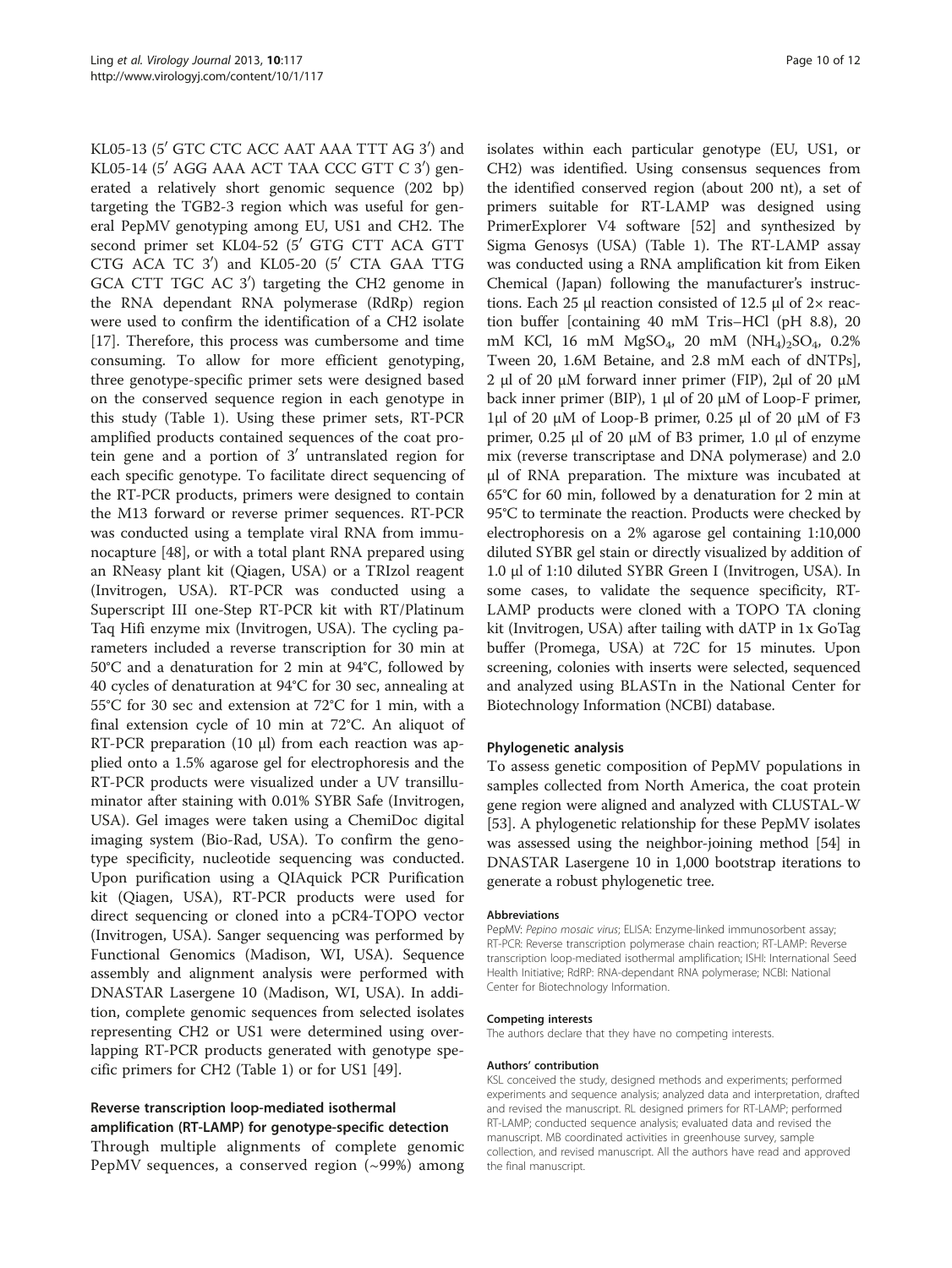KL05-13 (5′ GTC CTC ACC AAT AAA TTT AG 3′) and KL05-14 (5′ AGG AAA ACT TAA CCC GTT C 3′) generated a relatively short genomic sequence (202 bp) targeting the TGB2-3 region which was useful for general PepMV genotyping among EU, US1 and CH2. The second primer set KL04-52 (5′ GTG CTT ACA GTT CTG ACA TC 3′) and KL05-20 (5′ CTA GAA TTG GCA CTT TGC AC 3′) targeting the CH2 genome in the RNA dependant RNA polymerase (RdRp) region were used to confirm the identification of a CH2 isolate [17]. Therefore, this process was cumbersome and time consuming. To allow for more efficient genotyping, three genotype-specific primer sets were designed based on the conserved sequence region in each genotype in this study (Table 1). Using these primer sets, RT-PCR amplified products contained sequences of the coat protein gene and a portion of 3′ untranslated region for each specific genotype. To facilitate direct sequencing of the RT-PCR products, primers were designed to contain the M13 forward or reverse primer sequences. RT-PCR was conducted using a template viral RNA from immunocapture [48], or with a total plant RNA prepared using an RNeasy plant kit (Qiagen, USA) or a TRIzol reagent (Invitrogen, USA). RT-PCR was conducted using a Superscript III one-Step RT-PCR kit with RT/Platinum Taq Hifi enzyme mix (Invitrogen, USA). The cycling parameters included a reverse transcription for 30 min at 50°C and a denaturation for 2 min at 94°C, followed by 40 cycles of denaturation at 94°C for 30 sec, annealing at 55°C for 30 sec and extension at 72°C for 1 min, with a final extension cycle of 10 min at 72°C. An aliquot of RT-PCR preparation (10 μl) from each reaction was applied onto a 1.5% agarose gel for electrophoresis and the RT-PCR products were visualized under a UV transilluminator after staining with 0.01% SYBR Safe (Invitrogen, USA). Gel images were taken using a ChemiDoc digital imaging system (Bio-Rad, USA). To confirm the genotype specificity, nucleotide sequencing was conducted. Upon purification using a QIAquick PCR Purification kit (Qiagen, USA), RT-PCR products were used for direct sequencing or cloned into a pCR4-TOPO vector (Invitrogen, USA). Sanger sequencing was performed by Functional Genomics (Madison, WI, USA). Sequence assembly and alignment analysis were performed with DNASTAR Lasergene 10 (Madison, WI, USA). In addition, complete genomic sequences from selected isolates representing CH2 or US1 were determined using overlapping RT-PCR products generated with genotype specific primers for CH2 (Table 1) or for US1 [49].

### Reverse transcription loop-mediated isothermal amplification (RT-LAMP) for genotype-specific detection

Through multiple alignments of complete genomic PepMV sequences, a conserved region (~99%) among isolates within each particular genotype (EU, US1, or CH2) was identified. Using consensus sequences from the identified conserved region (about 200 nt), a set of primers suitable for RT-LAMP was designed using PrimerExplorer V4 software [52] and synthesized by Sigma Genosys (USA) (Table 1). The RT-LAMP assay was conducted using a RNA amplification kit from Eiken Chemical (Japan) following the manufacturer's instructions. Each 25 μl reaction consisted of 12.5 μl of 2× reaction buffer [containing 40 mM Tris–HCl (pH 8.8), 20 mM KCl, 16 mM $MgSO_4$, 20 mM $(NH_4)_2SO_4$, 0.2% Tween 20, 1.6M Betaine, and 2.8 mM each of dNTPs], 2 μl of 20 μM forward inner primer (FIP), 2μl of 20 μM back inner primer (BIP), 1 μl of 20 μM of Loop-F primer, 1μl of 20 μM of Loop-B primer, 0.25 μl of 20 μM of F3 primer, 0.25 μl of 20 μM of B3 primer, 1.0 μl of enzyme mix (reverse transcriptase and DNA polymerase) and 2.0 μl of RNA preparation. The mixture was incubated at 65°C for 60 min, followed by a denaturation for 2 min at 95°C to terminate the reaction. Products were checked by electrophoresis on a 2% agarose gel containing 1:10,000 diluted SYBR gel stain or directly visualized by addition of 1.0 μl of 1:10 diluted SYBR Green I (Invitrogen, USA). In some cases, to validate the sequence specificity, RT-LAMP products were cloned with a TOPO TA cloning kit (Invitrogen, USA) after tailing with dATP in 1x GoTag buffer (Promega, USA) at 72C for 15 minutes. Upon screening, colonies with inserts were selected, sequenced and analyzed using BLASTn in the National Center for Biotechnology Information (NCBI) database.

### Phylogenetic analysis

To assess genetic composition of PepMV populations in samples collected from North America, the coat protein gene region were aligned and analyzed with CLUSTAL-W [53]. A phylogenetic relationship for these PepMV isolates was assessed using the neighbor-joining method [54] in DNASTAR Lasergene 10 in 1,000 bootstrap iterations to generate a robust phylogenetic tree.

#### Abbreviations

PepMV: *Pepino mosaic virus*; ELISA: Enzyme-linked immunosorbent assay; RT-PCR: Reverse transcription polymerase chain reaction; RT-LAMP: Reverse transcription loop-mediated isothermal amplification; ISHI: International Seed Health Initiative; RdRP: RNA-dependant RNA polymerase; NCBI: National Center for Biotechnology Information.

#### Competing interests

The authors declare that they have no competing interests.

#### Authors' contribution

KSL conceived the study, designed methods and experiments; performed experiments and sequence analysis; analyzed data and interpretation, drafted and revised the manuscript. RL designed primers for RT-LAMP; performed RT-LAMP; conducted sequence analysis; evaluated data and revised the manuscript. MB coordinated activities in greenhouse survey, sample collection, and revised manuscript. All the authors have read and approved the final manuscript.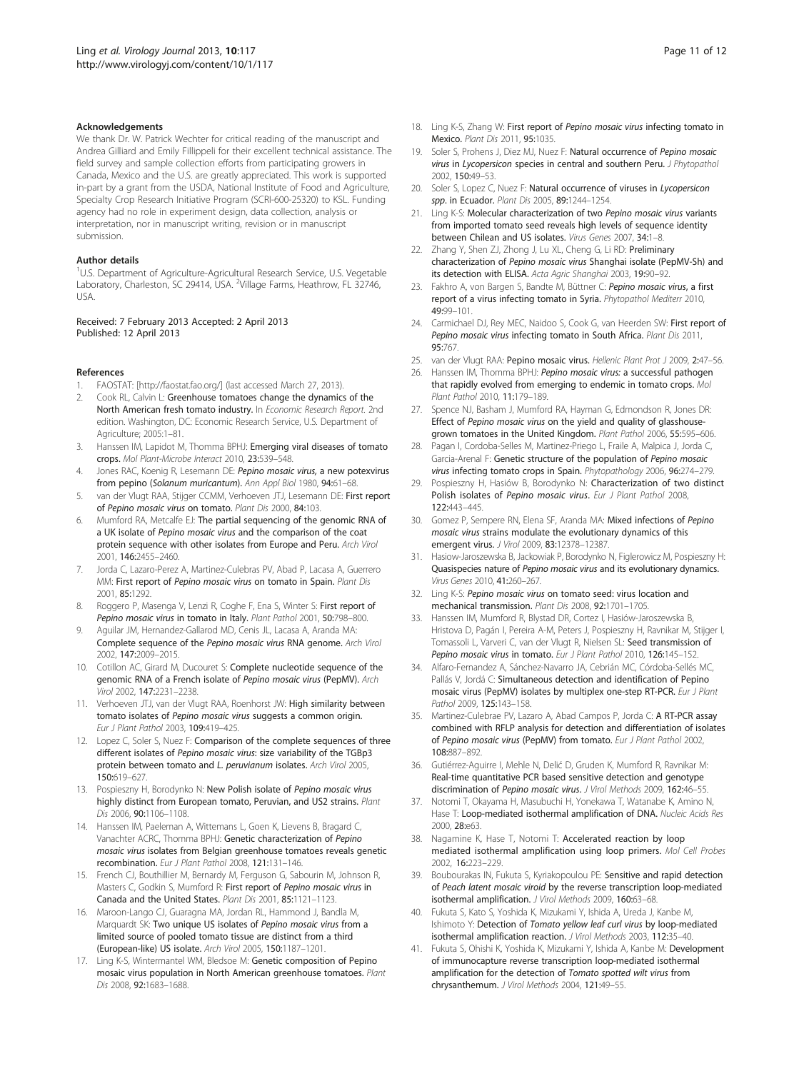#### Acknowledgements

We thank Dr. W. Patrick Wechter for critical reading of the manuscript and Andrea Gilliard and Emily Fillippeli for their excellent technical assistance. The field survey and sample collection efforts from participating growers in Canada, Mexico and the U.S. are greatly appreciated. This work is supported in-part by a grant from the USDA, National Institute of Food and Agriculture, Specialty Crop Research Initiative Program (SCRI-600-25320) to KSL. Funding agency had no role in experiment design, data collection, analysis or interpretation, nor in manuscript writing, revision or in manuscript submission.

#### Author details

[1]U.S. Department of Agriculture-Agricultural Research Service, U.S. Vegetable Laboratory, Charleston, SC 29414, USA. [2]Village Farms, Heathrow, FL 32746, USA.

Received: 7 February 2013 Accepted: 2 April 2013
Published: 12 April 2013

#### References

1. FAOSTAT: [http://faostat.fao.org/] (last accessed March 27, 2013).
2. Cook RL, Calvin L: **Greenhouse tomatoes change the dynamics of the North American fresh tomato industry.** In *Economic Research Report.* 2nd edition. Washington, DC: Economic Research Service, U.S. Department of Agriculture; 2005:1–81.
3. Hanssen IM, Lapidot M, Thomma BPHJ: **Emerging viral diseases of tomato crops.** *Mol Plant-Microbe Interact* 2010, **23:**539–548.
4. Jones RAC, Koenig R, Lesemann DE: ***Pepino mosaic virus*, a new potexvirus from pepino (*Solanum muricantum*).** *Ann Appl Biol* 1980, **94:**61–68.
5. van der Vlugt RAA, Stijger CCMM, Verhoeven JTJ, Lesemann DE: **First report of *Pepino mosaic virus* on tomato.** *Plant Dis* 2000, **84:**103.
6. Mumford RA, Metcalfe EJ: **The partial sequencing of the genomic RNA of a UK isolate of *Pepino mosaic virus* and the comparison of the coat protein sequence with other isolates from Europe and Peru.** *Arch Virol* 2001, **146:**2455–2460.
7. Jorda C, Lazaro-Perez A, Martinez-Culebras PV, Abad P, Lacasa A, Guerrero MM: **First report of *Pepino mosaic virus* on tomato in Spain.** *Plant Dis* 2001, **85:**1292.
8. Roggero P, Masenga V, Lenzi R, Coghe F, Ena S, Winter S: **First report of *Pepino mosaic virus* in tomato in Italy.** *Plant Pathol* 2001, **50:**798–800.
9. Aguilar JM, Hernandez-Gallarod MD, Cenis JL, Lacasa A, Aranda MA: **Complete sequence of the *Pepino mosaic virus* RNA genome.** *Arch Virol* 2002, **147:**2009–2015.
10. Cotillon AC, Girard M, Ducouret S: **Complete nucleotide sequence of the genomic RNA of a French isolate of *Pepino mosaic virus* (PepMV).** *Arch Virol* 2002, **147:**2231–2238.
11. Verhoeven JTJ, van der Vlugt RAA, Roenhorst JW: **High similarity between tomato isolates of *Pepino mosaic virus* suggests a common origin.** *Eur J Plant Pathol* 2003, **109:**419–425.
12. Lopez C, Soler S, Nuez F: **Comparison of the complete sequences of three different isolates of *Pepino mosaic virus*: size variability of the TGBp3 protein between tomato and *L. peruvianum* isolates.** *Arch Virol* 2005, **150:**619–627.
13. Pospieszny H, Borodynko N: **New Polish isolate of *Pepino mosaic virus* highly distinct from European tomato, Peruvian, and US2 strains.** *Plant Dis* 2006, **90:**1106–1108.
14. Hanssen IM, Paeleman A, Wittemans L, Goen K, Lievens B, Bragard C, Vanachter ACRC, Thomma BPHJ: **Genetic characterization of *Pepino mosaic virus* isolates from Belgian greenhouse tomatoes reveals genetic recombination.** *Eur J Plant Pathol* 2008, **121:**131–146.
15. French CJ, Bouthillier M, Bernardy M, Ferguson G, Sabourin M, Johnson R, Masters C, Godkin S, Mumford R: **First report of *Pepino mosaic virus* in Canada and the United States.** *Plant Dis* 2001, **85:**1121–1123.
16. Maroon-Lango CJ, Guaragna MA, Jordan RL, Hammond J, Bandla M, Marquardt SK: **Two unique US isolates of *Pepino mosaic virus* from a limited source of pooled tomato tissue are distinct from a third (European-like) US isolate.** *Arch Virol* 2005, **150:**1187–1201.
17. Ling K-S, Wintermantel WM, Bledsoe M: **Genetic composition of Pepino mosaic virus population in North American greenhouse tomatoes.** *Plant Dis* 2008, **92:**1683–1688.
18. Ling K-S, Zhang W: **First report of *Pepino mosaic virus* infecting tomato in Mexico.** *Plant Dis* 2011, **95:**1035.
19. Soler S, Prohens J, Diez MJ, Nuez F: **Natural occurrence of *Pepino mosaic virus* in *Lycopersicon* species in central and southern Peru.** *J Phytopathol* 2002, **150:**49–53.
20. Soler S, Lopez C, Nuez F: **Natural occurrence of viruses in *Lycopersicon spp*. in Ecuador.** *Plant Dis* 2005, **89:**1244–1254.
21. Ling K-S: **Molecular characterization of two *Pepino mosaic virus* variants from imported tomato seed reveals high levels of sequence identity between Chilean and US isolates.** *Virus Genes* 2007, **34:**1–8.
22. Zhang Y, Shen ZJ, Zhong J, Lu XL, Cheng G, Li RD: **Preliminary characterization of *Pepino mosaic virus* Shanghai isolate (PepMV-Sh) and its detection with ELISA.** *Acta Agric Shanghai* 2003, **19:**90–92.
23. Fakhro A, von Bargen S, Bandte M, Büttner C: ***Pepino mosaic virus*, a first report of a virus infecting tomato in Syria.** *Phytopathol Mediterr* 2010, **49:**99–101.
24. Carmichael DJ, Rey MEC, Naidoo S, Cook G, van Heerden SW: **First report of *Pepino mosaic virus* infecting tomato in South Africa.** *Plant Dis* 2011, **95:**767.
25. van der Vlugt RAA: **Pepino mosaic virus.** *Hellenic Plant Prot J* 2009, **2:**47–56.
26. Hanssen IM, Thomma BPHJ: ***Pepino mosaic virus*: a successful pathogen that rapidly evolved from emerging to endemic in tomato crops.** *Mol Plant Pathol* 2010, **11:**179–189.
27. Spence NJ, Basham J, Mumford RA, Hayman G, Edmondson R, Jones DR: **Effect of *Pepino mosaic virus* on the yield and quality of glasshouse-grown tomatoes in the United Kingdom.** *Plant Pathol* 2006, **55:**595–606.
28. Pagan I, Cordoba-Selles M, Martinez-Priego L, Fraile A, Malpica J, Jorda C, Garcia-Arenal F: **Genetic structure of the population of *Pepino mosaic virus* infecting tomato crops in Spain.** *Phytopathology* 2006, **96:**274–279.
29. Pospieszny H, Hasiów B, Borodynko N: **Characterization of two distinct Polish isolates of *Pepino mosaic virus*.** *Eur J Plant Pathol* 2008, **122:**443–445.
30. Gomez P, Sempere RN, Elena SF, Aranda MA: **Mixed infections of *Pepino mosaic virus* strains modulate the evolutionary dynamics of this emergent virus.** *J Virol* 2009, **83:**12378–12387.
31. Hasiow-Jaroszewska B, Jackowiak P, Borodynko N, Figlerowicz M, Pospieszny H: **Quasispecies nature of *Pepino mosaic virus* and its evolutionary dynamics.** *Virus Genes* 2010, **41:**260–267.
32. Ling K-S: ***Pepino mosaic virus* on tomato seed: virus location and mechanical transmission.** *Plant Dis* 2008, **92:**1701–1705.
33. Hanssen IM, Mumford R, Blystad DR, Cortez I, Hasiów-Jaroszewska B, Hristova D, Pagán I, Pereira A-M, Peters J, Pospieszny H, Ravnikar M, Stijger I, Tomassoli L, Varveri C, van der Vlugt R, Nielsen SL: **Seed transmission of *Pepino mosaic virus* in tomato.** *Eur J Plant Pathol* 2010, **126:**145–152.
34. Alfaro-Fernandez A, Sánchez-Navarro JA, Cebrián MC, Córdoba-Sellés MC, Pallás V, Jordá C: **Simultaneous detection and identification of Pepino mosaic virus (PepMV) isolates by multiplex one-step RT-PCR.** *Eur J Plant Pathol* 2009, **125:**143–158.
35. Martinez-Culebrae PV, Lazaro A, Abad Campos P, Jorda C: **A RT-PCR assay combined with RFLP analysis for detection and differentiation of isolates of *Pepino mosaic virus* (PepMV) from tomato.** *Eur J Plant Pathol* 2002, **108:**887–892.
36. Gutiérrez-Aguirre I, Mehle N, Delić D, Gruden K, Mumford R, Ravnikar M: **Real-time quantitative PCR based sensitive detection and genotype discrimination of *Pepino mosaic virus*.** *J Virol Methods* 2009, **162:**46–55.
37. Notomi T, Okayama H, Masubuchi H, Yonekawa T, Watanabe K, Amino N, Hase T: **Loop-mediated isothermal amplification of DNA.** *Nucleic Acids Res* 2000, **28:**e63.
38. Nagamine K, Hase T, Notomi T: **Accelerated reaction by loop mediated isothermal amplification using loop primers.** *Mol Cell Probes* 2002, **16:**223–229.
39. Boubourakas IN, Fukuta S, Kyriakopoulou PE: **Sensitive and rapid detection of *Peach latent mosaic viroid* by the reverse transcription loop-mediated isothermal amplification.** *J Virol Methods* 2009, **160:**63–68.
40. Fukuta S, Kato S, Yoshida K, Mizukami Y, Ishida A, Ureda J, Kanbe M, Ishimoto Y: **Detection of *Tomato yellow leaf curl virus* by loop-mediated isothermal amplification reaction.** *J Virol Methods* 2003, **112:**35–40.
41. Fukuta S, Ohishi K, Yoshida K, Mizukami Y, Ishida A, Kanbe M: **Development of immunocapture reverse transcription loop-mediated isothermal amplification for the detection of *Tomato spotted wilt virus* from chrysanthemum.** *J Virol Methods* 2004, **121:**49–55.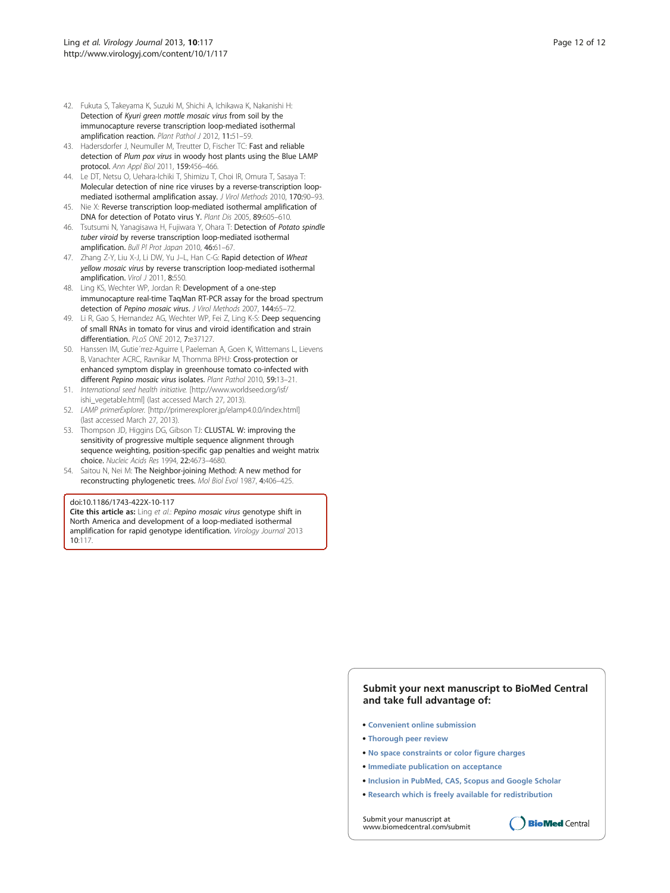42. Fukuta S, Takeyama K, Suzuki M, Shichi A, Ichikawa K, Nakanishi H: Detection of *Kyuri green mottle mosaic virus* from soil by the immunocapture reverse transcription loop-mediated isothermal amplification reaction. *Plant Pathol J* 2012, **11:**51–59.
43. Hadersdorfer J, Neumuller M, Treutter D, Fischer TC: Fast and reliable detection of *Plum pox virus* in woody host plants using the Blue LAMP protocol. *Ann Appl Biol* 2011, **159:**456–466.
44. Le DT, Netsu O, Uehara-Ichiki T, Shimizu T, Choi IR, Omura T, Sasaya T: Molecular detection of nine rice viruses by a reverse-transcription loop-mediated isothermal amplification assay. *J Virol Methods* 2010, **170:**90–93.
45. Nie X: Reverse transcription loop-mediated isothermal amplification of DNA for detection of Potato virus Y. *Plant Dis* 2005, **89:**605–610.
46. Tsutsumi N, Yanagisawa H, Fujiwara Y, Ohara T: Detection of *Potato spindle tuber viroid* by reverse transcription loop-mediated isothermal amplification. *Bull Pl Prot Japan* 2010, **46:**61–67.
47. Zhang Z-Y, Liu X-J, Li DW, Yu J–L, Han C-G: Rapid detection of *Wheat yellow mosaic virus* by reverse transcription loop-mediated isothermal amplification. *Virol J* 2011, **8:**550.
48. Ling KS, Wechter WP, Jordan R: Development of a one-step immunocapture real-time TaqMan RT-PCR assay for the broad spectrum detection of *Pepino mosaic virus*. *J Virol Methods* 2007, **144:**65–72.
49. Li R, Gao S, Hernandez AG, Wechter WP, Fei Z, Ling K-S: Deep sequencing of small RNAs in tomato for virus and viroid identification and strain differentiation. *PLoS ONE* 2012, **7:**e37127.
50. Hanssen IM, Gutie´rrez-Aguirre I, Paeleman A, Goen K, Wittemans L, Lievens B, Vanachter ACRC, Ravnikar M, Thomma BPHJ: Cross-protection or enhanced symptom display in greenhouse tomato co-infected with different *Pepino mosaic virus* isolates. *Plant Pathol* 2010, **59:**13–21.
51. *International seed health initiative.* [http://www.worldseed.org/isf/ishi_vegetable.html] (last accessed March 27, 2013).
52. *LAMP primerExplorer.* [http://primerexplorer.jp/elamp4.0.0/index.html] (last accessed March 27, 2013).
53. Thompson JD, Higgins DG, Gibson TJ: CLUSTAL W: improving the sensitivity of progressive multiple sequence alignment through sequence weighting, position-specific gap penalties and weight matrix choice. *Nucleic Acids Res* 1994, **22:**4673–4680.
54. Saitou N, Nei M: The Neighbor-joining Method: A new method for reconstructing phylogenetic trees. *Mol Biol Evol* 1987, **4:**406–425.

doi:10.1186/1743-422X-10-117

**Cite this article as:** Ling *et al.*: *Pepino mosaic virus* genotype shift in North America and development of a loop-mediated isothermal amplification for rapid genotype identification. *Virology Journal* 2013 **10**:117.